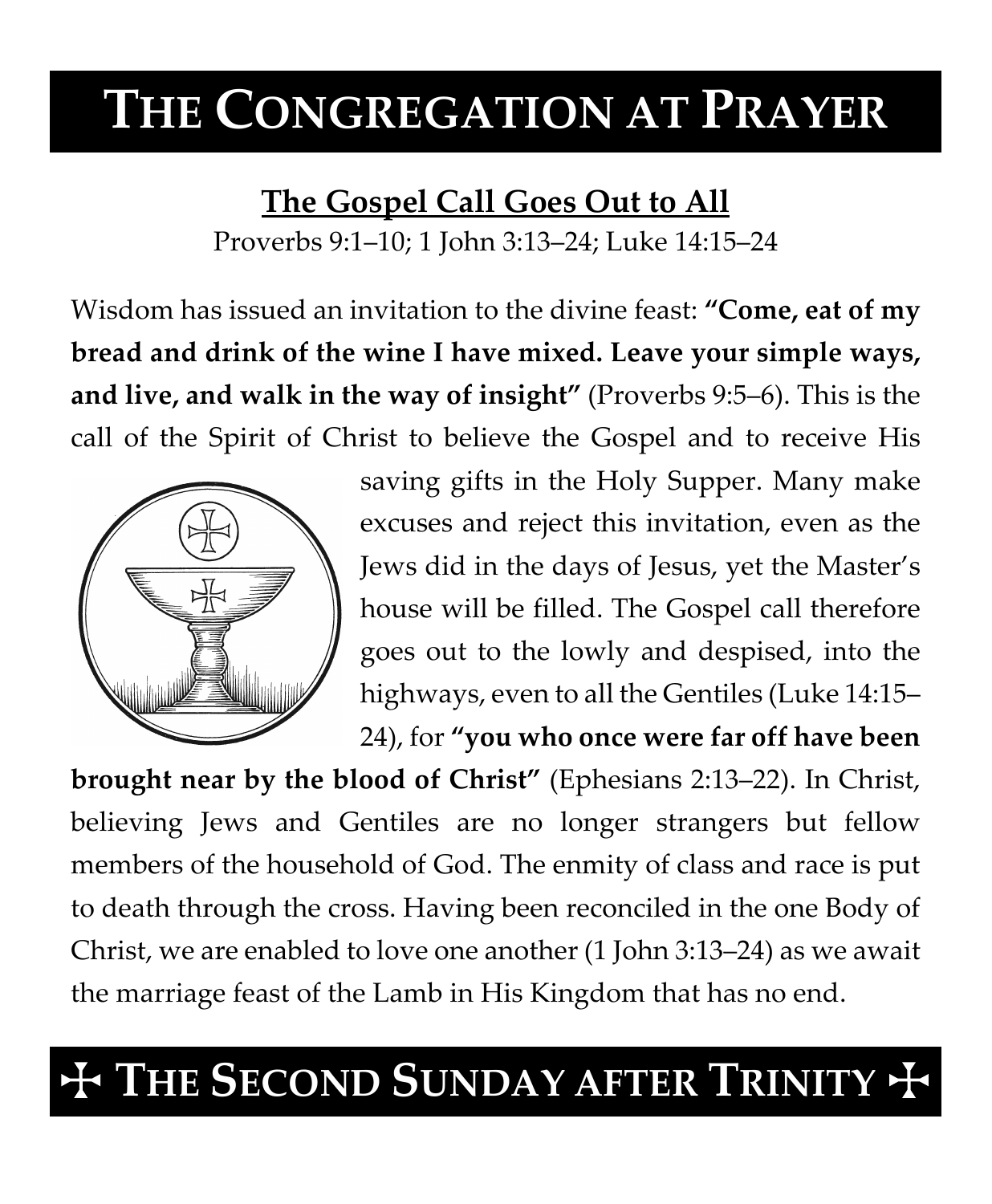# THE CONGREGATION AT PRAYER

## The Gospel Call Goes Out to All

Proverbs 9:1–10; 1 John 3:13–24; Luke 14:15–24

Wisdom has issued an invitation to the divine feast: **"Come, eat of my bread and drink of the wine I have mixed. Leave your simple ways, and live, and walk in the way of insight"** (Proverbs 9:5–6). This is the call of the Spirit of Christ to believe the Gospel and to receive His saving gifts in the Holy Supper. Many make excuses and reject this invitation, even as the Jews did in the days of Jesus, yet the Master's house will be filled. The Gospel call therefore goes out to the lowly and despised, into the highways, even to all the Gentiles (Luke 14:15–24), for **"you who once were far off have been brought near by the blood of Christ"** (Ephesians 2:13–22). In Christ, believing Jews and Gentiles are no longer strangers but fellow members of the household of God. The enmity of class and race is put to death through the cross. Having been reconciled in the one Body of Christ, we are enabled to love one another (1 John 3:13–24) as we await the marriage feast of the Lamb in His Kingdom that has no end.

# ☩ THE SECOND SUNDAY AFTER TRINITY ☩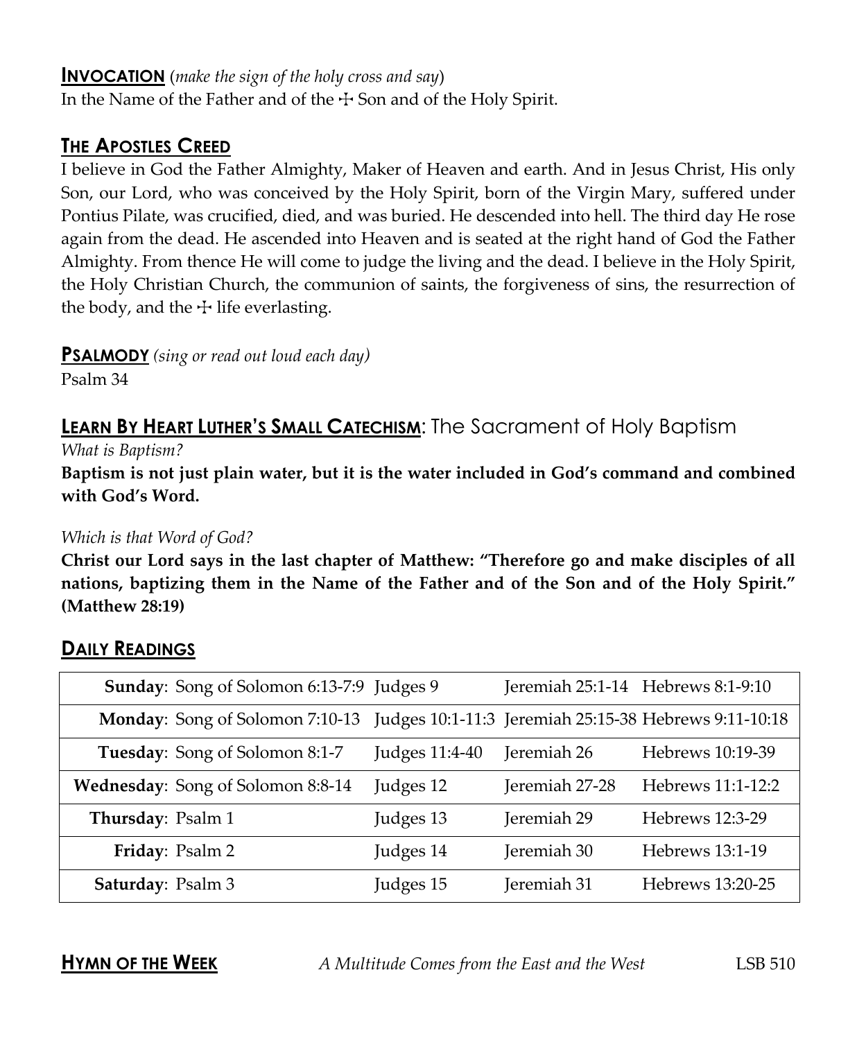**INVOCATION** (*make the sign of the holy cross and say*)
In the Name of the Father and of the ☩ Son and of the Holy Spirit.

**THE APOSTLES CREED**

I believe in God the Father Almighty, Maker of Heaven and earth. And in Jesus Christ, His only Son, our Lord, who was conceived by the Holy Spirit, born of the Virgin Mary, suffered under Pontius Pilate, was crucified, died, and was buried. He descended into hell. The third day He rose again from the dead. He ascended into Heaven and is seated at the right hand of God the Father Almighty. From thence He will come to judge the living and the dead. I believe in the Holy Spirit, the Holy Christian Church, the communion of saints, the forgiveness of sins, the resurrection of the body, and the ☩ life everlasting.

**PSALMODY** *(sing or read out loud each day)*
Psalm 34

**LEARN BY HEART LUTHER'S SMALL CATECHISM**: The Sacrament of Holy Baptism

*What is Baptism?*

**Baptism is not just plain water, but it is the water included in God's command and combined with God's Word.**

*Which is that Word of God?*

**Christ our Lord says in the last chapter of Matthew: "Therefore go and make disciples of all nations, baptizing them in the Name of the Father and of the Son and of the Holy Spirit." (Matthew 28:19)**

**DAILY READINGS**

| | | | |
|---|---|---|---|
| **Sunday**: Song of Solomon 6:13-7:9 | Judges 9 | Jeremiah 25:1-14 | Hebrews 8:1-9:10 |
| **Monday**: Song of Solomon 7:10-13 | Judges 10:1-11:3 | Jeremiah 25:15-38 | Hebrews 9:11-10:18 |
| **Tuesday**: Song of Solomon 8:1-7 | Judges 11:4-40 | Jeremiah 26 | Hebrews 10:19-39 |
| **Wednesday**: Song of Solomon 8:8-14 | Judges 12 | Jeremiah 27-28 | Hebrews 11:1-12:2 |
| **Thursday**: Psalm 1 | Judges 13 | Jeremiah 29 | Hebrews 12:3-29 |
| **Friday**: Psalm 2 | Judges 14 | Jeremiah 30 | Hebrews 13:1-19 |
| **Saturday**: Psalm 3 | Judges 15 | Jeremiah 31 | Hebrews 13:20-25 |

**HYMN OF THE WEEK** *A Multitude Comes from the East and the West* LSB 510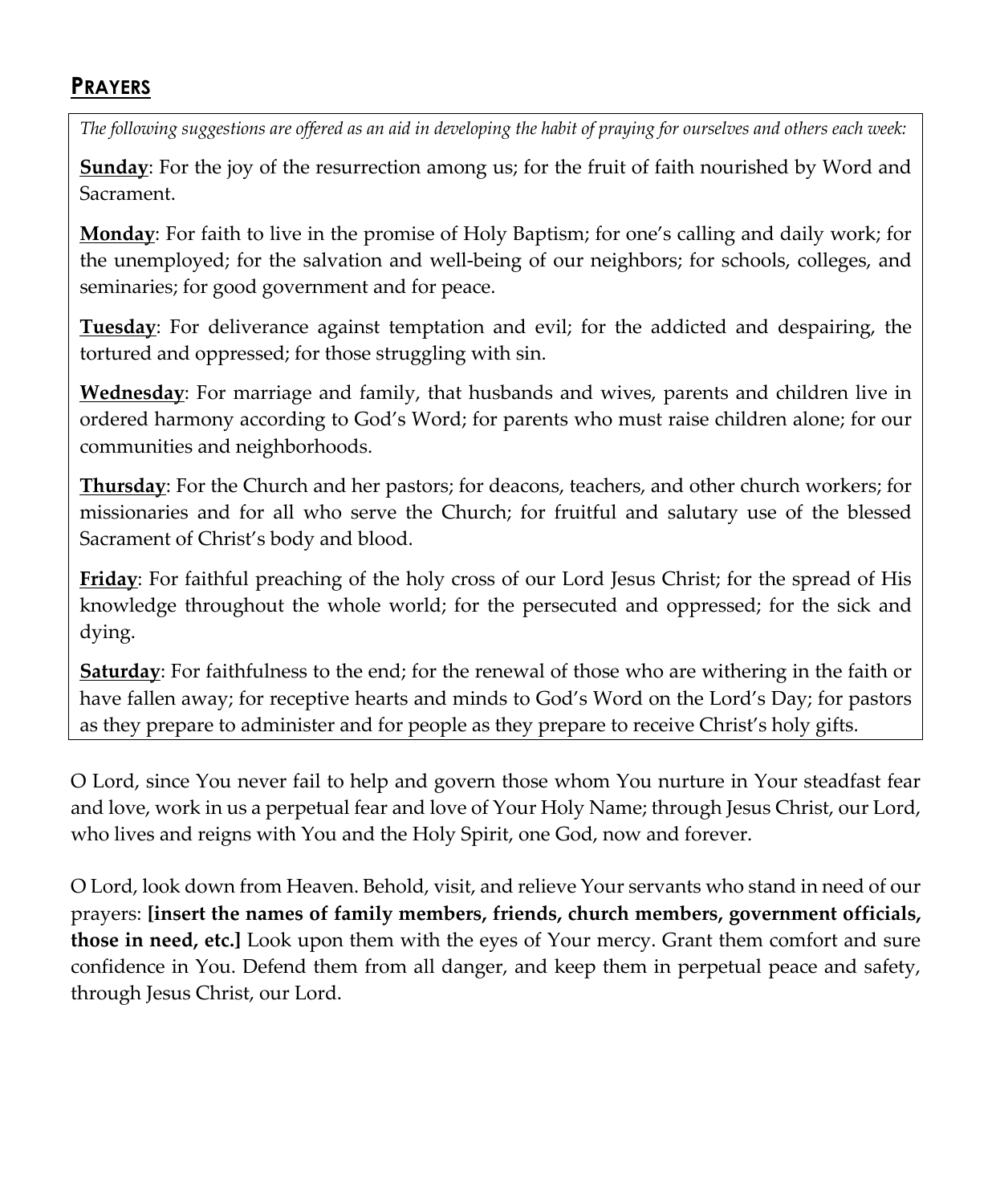## PRAYERS

*The following suggestions are offered as an aid in developing the habit of praying for ourselves and others each week:*

**Sunday**: For the joy of the resurrection among us; for the fruit of faith nourished by Word and Sacrament.

**Monday**: For faith to live in the promise of Holy Baptism; for one's calling and daily work; for the unemployed; for the salvation and well-being of our neighbors; for schools, colleges, and seminaries; for good government and for peace.

**Tuesday**: For deliverance against temptation and evil; for the addicted and despairing, the tortured and oppressed; for those struggling with sin.

**Wednesday**: For marriage and family, that husbands and wives, parents and children live in ordered harmony according to God's Word; for parents who must raise children alone; for our communities and neighborhoods.

**Thursday**: For the Church and her pastors; for deacons, teachers, and other church workers; for missionaries and for all who serve the Church; for fruitful and salutary use of the blessed Sacrament of Christ's body and blood.

**Friday**: For faithful preaching of the holy cross of our Lord Jesus Christ; for the spread of His knowledge throughout the whole world; for the persecuted and oppressed; for the sick and dying.

**Saturday**: For faithfulness to the end; for the renewal of those who are withering in the faith or have fallen away; for receptive hearts and minds to God's Word on the Lord's Day; for pastors as they prepare to administer and for people as they prepare to receive Christ's holy gifts.

O Lord, since You never fail to help and govern those whom You nurture in Your steadfast fear and love, work in us a perpetual fear and love of Your Holy Name; through Jesus Christ, our Lord, who lives and reigns with You and the Holy Spirit, one God, now and forever.

O Lord, look down from Heaven. Behold, visit, and relieve Your servants who stand in need of our prayers: **[insert the names of family members, friends, church members, government officials, those in need, etc.]** Look upon them with the eyes of Your mercy. Grant them comfort and sure confidence in You. Defend them from all danger, and keep them in perpetual peace and safety, through Jesus Christ, our Lord.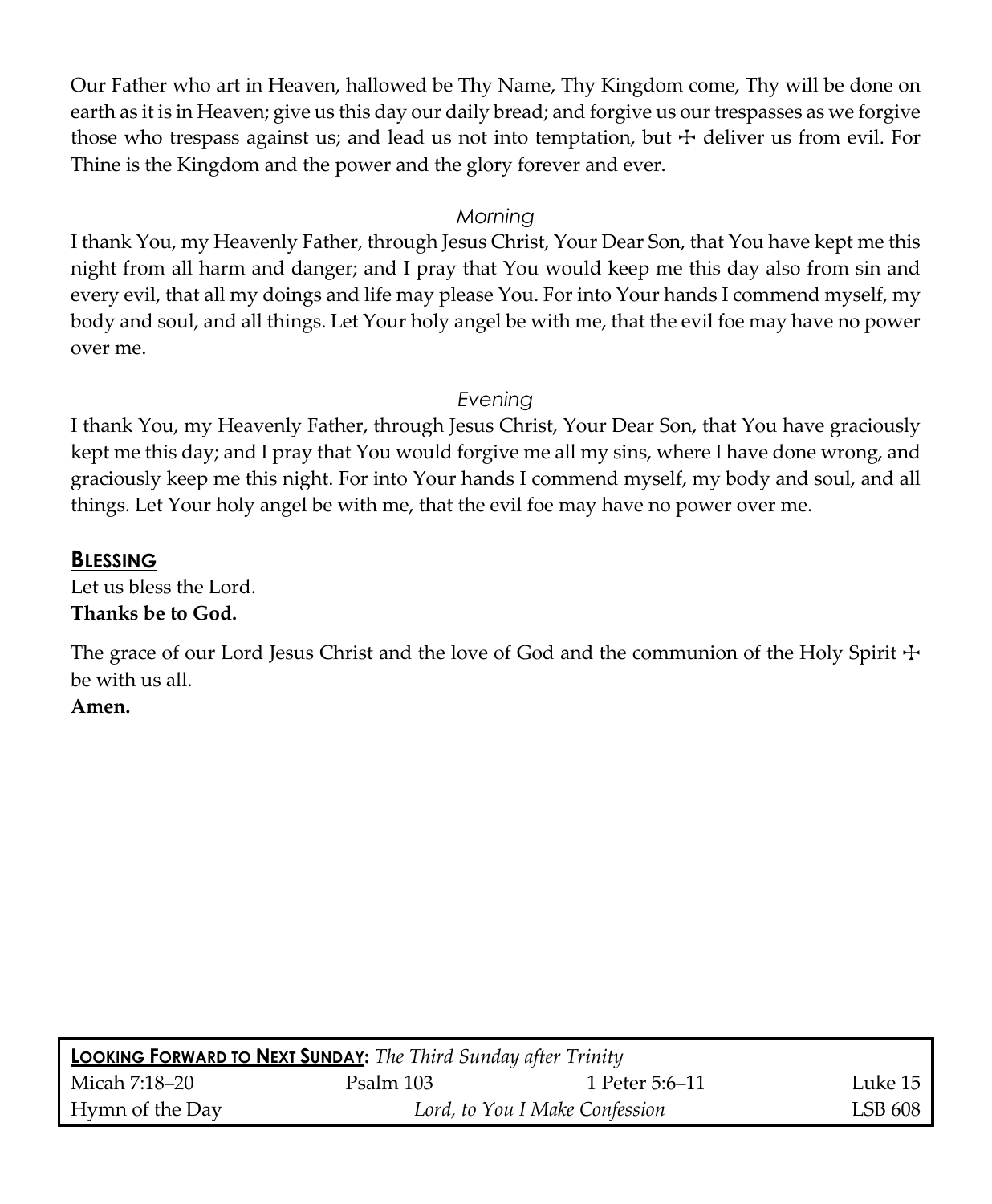Our Father who art in Heaven, hallowed be Thy Name, Thy Kingdom come, Thy will be done on earth as it is in Heaven; give us this day our daily bread; and forgive us our trespasses as we forgive those who trespass against us; and lead us not into temptation, but ☩ deliver us from evil. For Thine is the Kingdom and the power and the glory forever and ever.

*Morning*

I thank You, my Heavenly Father, through Jesus Christ, Your Dear Son, that You have kept me this night from all harm and danger; and I pray that You would keep me this day also from sin and every evil, that all my doings and life may please You. For into Your hands I commend myself, my body and soul, and all things. Let Your holy angel be with me, that the evil foe may have no power over me.

*Evening*

I thank You, my Heavenly Father, through Jesus Christ, Your Dear Son, that You have graciously kept me this day; and I pray that You would forgive me all my sins, where I have done wrong, and graciously keep me this night. For into Your hands I commend myself, my body and soul, and all things. Let Your holy angel be with me, that the evil foe may have no power over me.

## BLESSING

Let us bless the Lord.
**Thanks be to God.**

The grace of our Lord Jesus Christ and the love of God and the communion of the Holy Spirit ☩ be with us all.
**Amen.**

| **LOOKING FORWARD TO NEXT SUNDAY:** *The Third Sunday after Trinity* | | | |
|---|---|---|---|
| Micah 7:18–20 | Psalm 103 | 1 Peter 5:6–11 | Luke 15 |
| Hymn of the Day | *Lord, to You I Make Confession* | | LSB 608 |